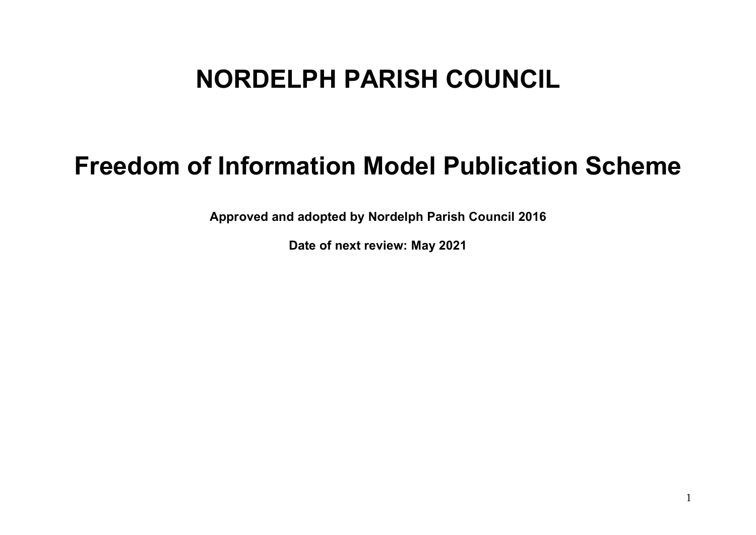# NORDELPH PARISH COUNCIL

# Freedom of Information Model Publication Scheme

**Approved and adopted by Nordelph Parish Council 2016**

**Date of next review: May 2021**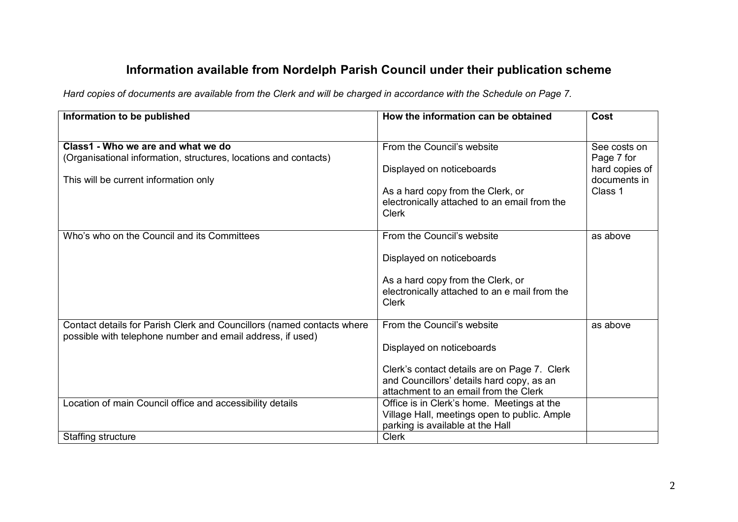# Information available from Nordelph Parish Council under their publication scheme

*Hard copies of documents are available from the Clerk and will be charged in accordance with the Schedule on Page 7.*

| Information to be published | How the information can be obtained | Cost |
|---|---|---|
| **Class1 - Who we are and what we do**<br>(Organisational information, structures, locations and contacts)<br><br>This will be current information only | From the Council's website<br><br>Displayed on noticeboards<br><br>As a hard copy from the Clerk, or electronically attached to an email from the Clerk | See costs on Page 7 for hard copies of documents in Class 1 |
| Who's who on the Council and its Committees | From the Council's website<br><br>Displayed on noticeboards<br><br>As a hard copy from the Clerk, or electronically attached to an e mail from the Clerk | as above |
| Contact details for Parish Clerk and Councillors (named contacts where possible with telephone number and email address, if used) | From the Council's website<br><br>Displayed on noticeboards<br><br>Clerk's contact details are on Page 7. Clerk and Councillors' details hard copy, as an attachment to an email from the Clerk | as above |
| Location of main Council office and accessibility details | Office is in Clerk's home. Meetings at the Village Hall, meetings open to public. Ample parking is available at the Hall | |
| Staffing structure | Clerk | |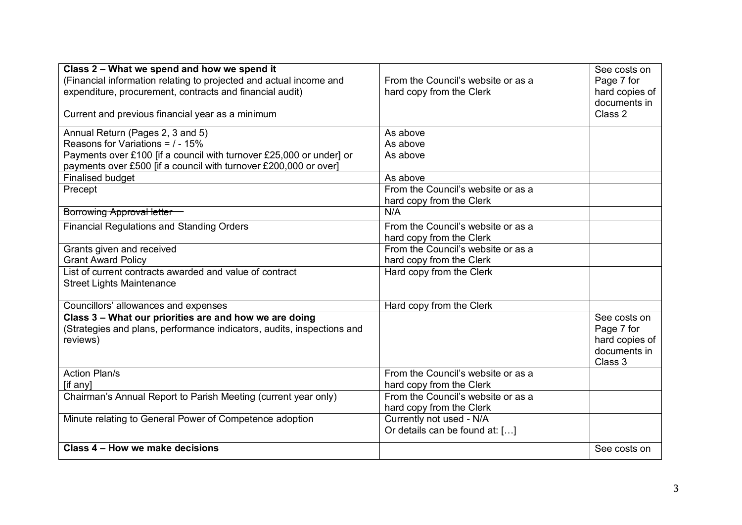| **Class 2 – What we spend and how we spend it**<br>(Financial information relating to projected and actual income and expenditure, procurement, contracts and financial audit)<br><br>Current and previous financial year as a minimum | From the Council's website or as a hard copy from the Clerk | See costs on Page 7 for hard copies of documents in Class 2 |
|---|---|---|
| Annual Return (Pages 2, 3 and 5)<br>Reasons for Variations = / - 15%<br>Payments over £100 [if a council with turnover £25,000 or under] or payments over £500 [if a council with turnover £200,000 or over] | As above<br>As above<br>As above | |
| Finalised budget | As above | |
| Precept | From the Council's website or as a hard copy from the Clerk | |
| ~~Borrowing Approval letter~~ | N/A | |
| Financial Regulations and Standing Orders | From the Council's website or as a hard copy from the Clerk | |
| Grants given and received<br>Grant Award Policy | From the Council's website or as a hard copy from the Clerk | |
| List of current contracts awarded and value of contract<br>Street Lights Maintenance | Hard copy from the Clerk | |
| Councillors' allowances and expenses | Hard copy from the Clerk | |
| **Class 3 – What our priorities are and how we are doing**<br>(Strategies and plans, performance indicators, audits, inspections and reviews) | | See costs on Page 7 for hard copies of documents in Class 3 |
| Action Plan/s<br>[if any] | From the Council's website or as a hard copy from the Clerk | |
| Chairman's Annual Report to Parish Meeting (current year only) | From the Council's website or as a hard copy from the Clerk | |
| Minute relating to General Power of Competence adoption | Currently not used - N/A<br>Or details can be found at: […] | |
| **Class 4 – How we make decisions** | | See costs on |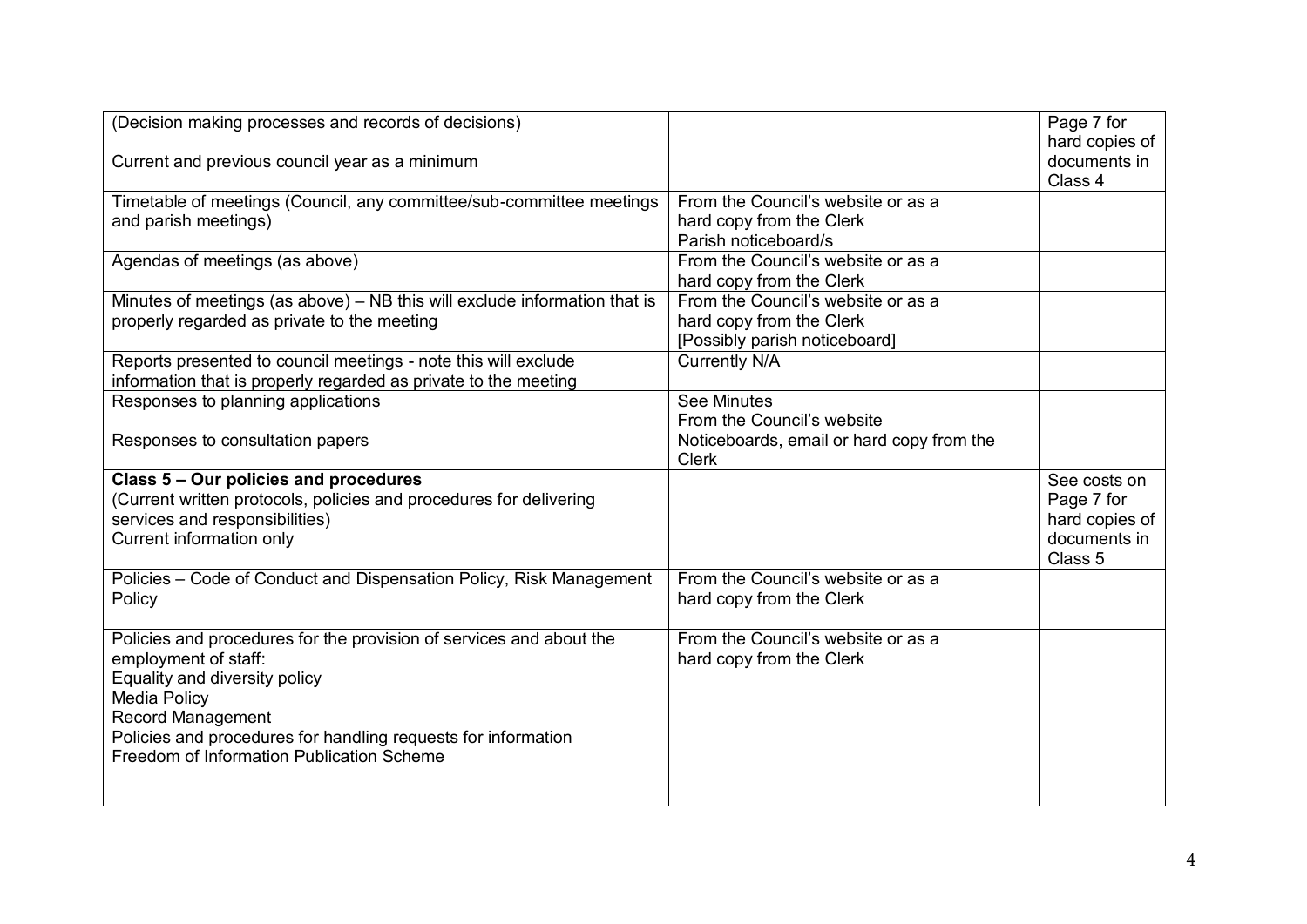| | | |
|---|---|---|
| (Decision making processes and records of decisions)<br><br>Current and previous council year as a minimum | | Page 7 for hard copies of documents in Class 4 |
| Timetable of meetings (Council, any committee/sub-committee meetings and parish meetings) | From the Council's website or as a hard copy from the Clerk<br>Parish noticeboard/s | |
| Agendas of meetings (as above) | From the Council's website or as a hard copy from the Clerk | |
| Minutes of meetings (as above) – NB this will exclude information that is properly regarded as private to the meeting | From the Council's website or as a hard copy from the Clerk<br>[Possibly parish noticeboard] | |
| Reports presented to council meetings - note this will exclude information that is properly regarded as private to the meeting | Currently N/A | |
| Responses to planning applications<br><br>Responses to consultation papers | See Minutes<br>From the Council's website<br>Noticeboards, email or hard copy from the Clerk | |
| **Class 5 – Our policies and procedures**<br>(Current written protocols, policies and procedures for delivering services and responsibilities)<br>Current information only | | See costs on Page 7 for hard copies of documents in Class 5 |
| Policies – Code of Conduct and Dispensation Policy, Risk Management Policy | From the Council's website or as a hard copy from the Clerk | |
| Policies and procedures for the provision of services and about the employment of staff:<br>Equality and diversity policy<br>Media Policy<br>Record Management<br>Policies and procedures for handling requests for information<br>Freedom of Information Publication Scheme | From the Council's website or as a hard copy from the Clerk | |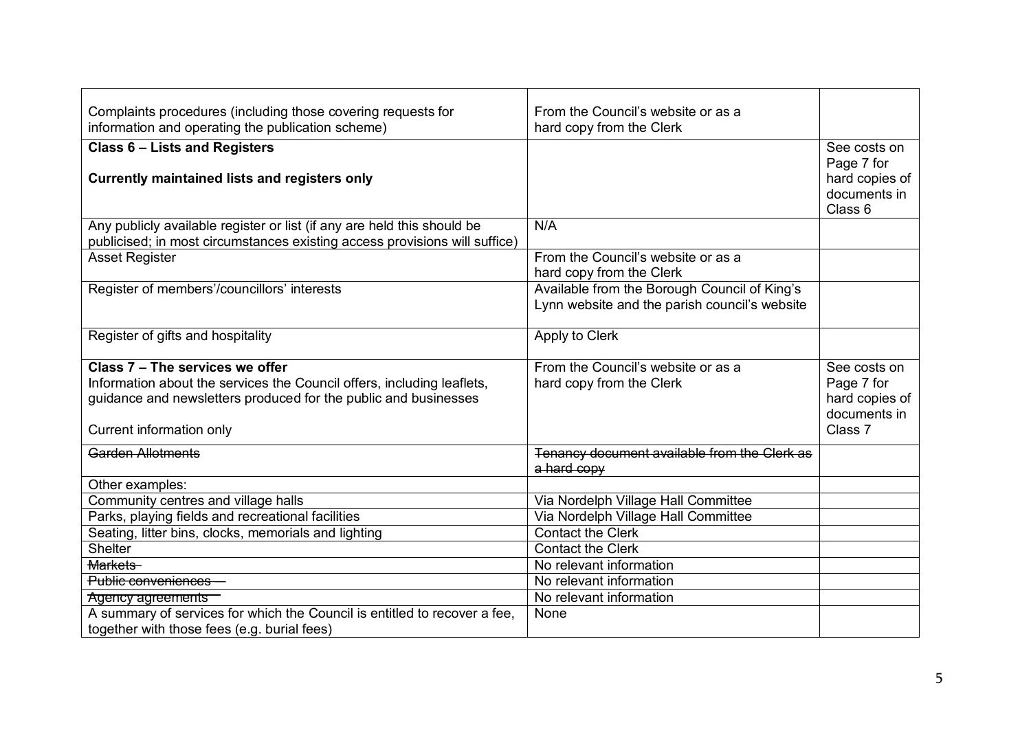| | | |
|---|---|---|
| Complaints procedures (including those covering requests for information and operating the publication scheme) | From the Council's website or as a hard copy from the Clerk | |
| **Class 6 – Lists and Registers**<br><br>**Currently maintained lists and registers only** | | See costs on Page 7 for hard copies of documents in Class 6 |
| Any publicly available register or list (if any are held this should be publicised; in most circumstances existing access provisions will suffice) | N/A | |
| Asset Register | From the Council's website or as a hard copy from the Clerk | |
| Register of members'/councillors' interests | Available from the Borough Council of King's Lynn website and the parish council's website | |
| Register of gifts and hospitality | Apply to Clerk | |
| **Class 7 – The services we offer**<br>Information about the services the Council offers, including leaflets, guidance and newsletters produced for the public and businesses<br><br>Current information only | From the Council's website or as a hard copy from the Clerk | See costs on Page 7 for hard copies of documents in Class 7 |
| ~~Garden Allotments~~ | ~~Tenancy document available from the Clerk as a hard copy~~ | |
| Other examples: | | |
| Community centres and village halls | Via Nordelph Village Hall Committee | |
| Parks, playing fields and recreational facilities | Via Nordelph Village Hall Committee | |
| Seating, litter bins, clocks, memorials and lighting | Contact the Clerk | |
| Shelter | Contact the Clerk | |
| ~~Markets~~ | No relevant information | |
| ~~Public conveniences~~ | No relevant information | |
| ~~Agency agreements~~ | No relevant information | |
| A summary of services for which the Council is entitled to recover a fee, together with those fees (e.g. burial fees) | None | |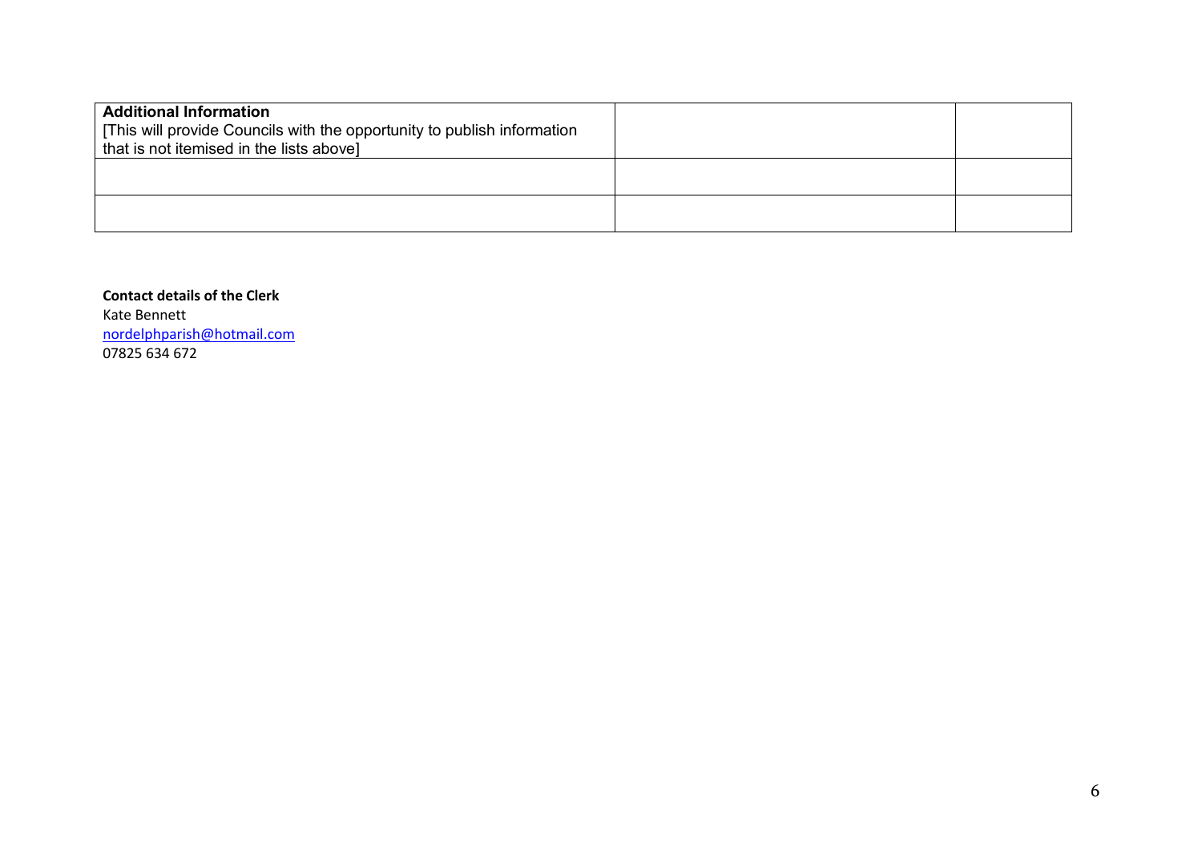| **Additional Information**<br>[This will provide Councils with the opportunity to publish information that is not itemised in the lists above] | | |
|---|---|---|
| | | |
| | | |

**Contact details of the Clerk**
Kate Bennett
nordelphparish@hotmail.com
07825 634 672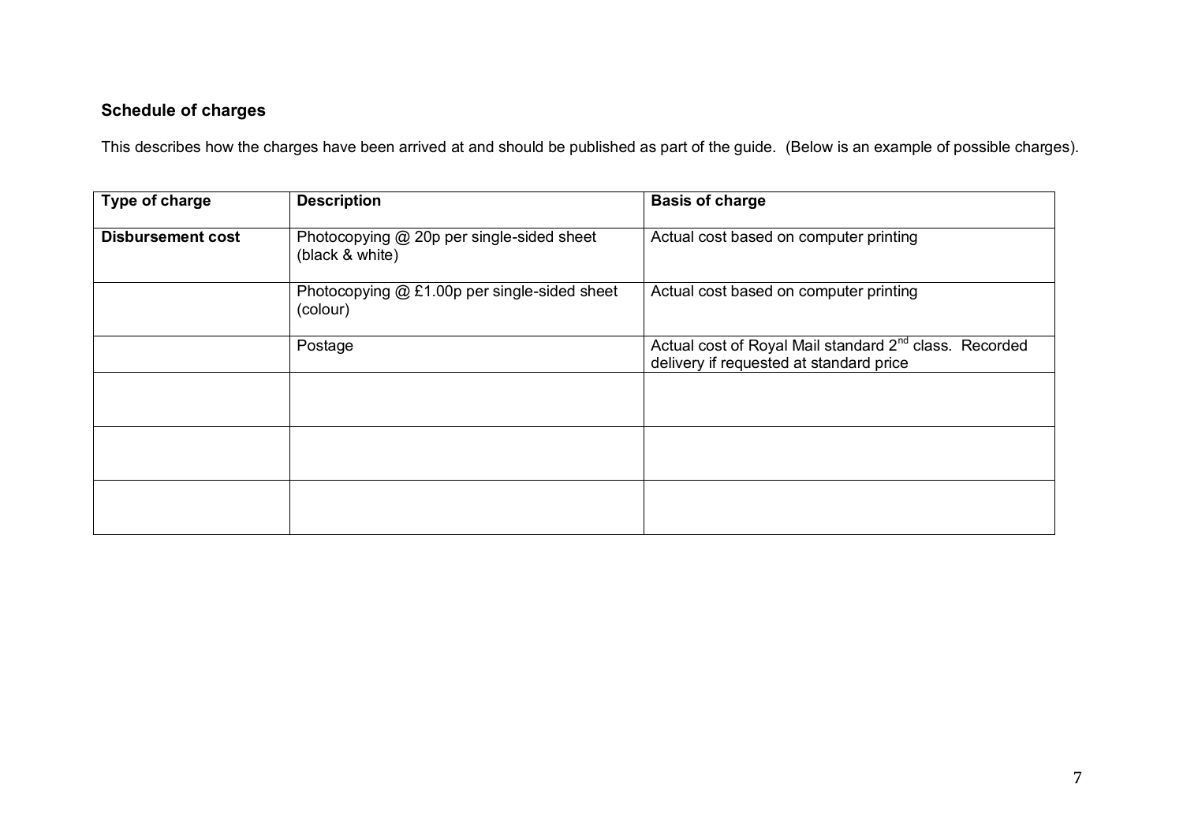### Schedule of charges

This describes how the charges have been arrived at and should be published as part of the guide. (Below is an example of possible charges).

| Type of charge | Description | Basis of charge |
|---|---|---|
| **Disbursement cost** | Photocopying @ 20p per single-sided sheet (black & white) | Actual cost based on computer printing |
| | Photocopying @ £1.00p per single-sided sheet (colour) | Actual cost based on computer printing |
| | Postage | Actual cost of Royal Mail standard 2nd class. Recorded delivery if requested at standard price |
| | | |
| | | |
| | | |